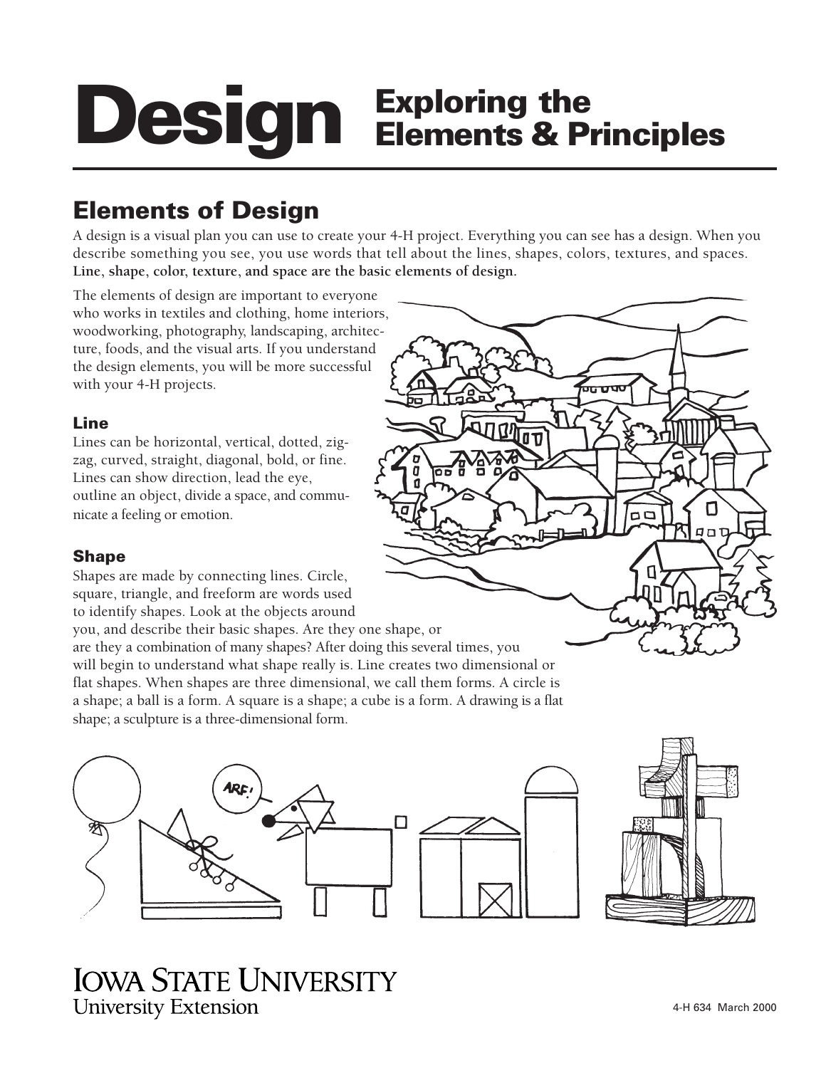// Design Exploring the Elements & Principles

# Design: Exploring the Elements & Principles

## Elements of Design

A design is a visual plan you can use to create your 4-H project. Everything you can see has a design. When you describe something you see, you use words that tell about the lines, shapes, colors, textures, and spaces. **Line, shape, color, texture, and space are the basic elements of design.**

The elements of design are important to everyone who works in textiles and clothing, home interiors, woodworking, photography, landscaping, architecture, foods, and the visual arts. If you understand the design elements, you will be more successful with your 4-H projects.

### Line

Lines can be horizontal, vertical, dotted, zigzag, curved, straight, diagonal, bold, or fine. Lines can show direction, lead the eye, outline an object, divide a space, and communicate a feeling or emotion.

### Shape

Shapes are made by connecting lines. Circle, square, triangle, and freeform are words used to identify shapes. Look at the objects around you, and describe their basic shapes. Are they one shape, or are they a combination of many shapes? After doing this several times, you will begin to understand what shape really is. Line creates two dimensional or flat shapes. When shapes are three dimensional, we call them forms. A circle is a shape; a ball is a form. A square is a shape; a cube is a form. A drawing is a flat shape; a sculpture is a three-dimensional form.

IOWA STATE UNIVERSITY
University Extension

4-H 634 March 2000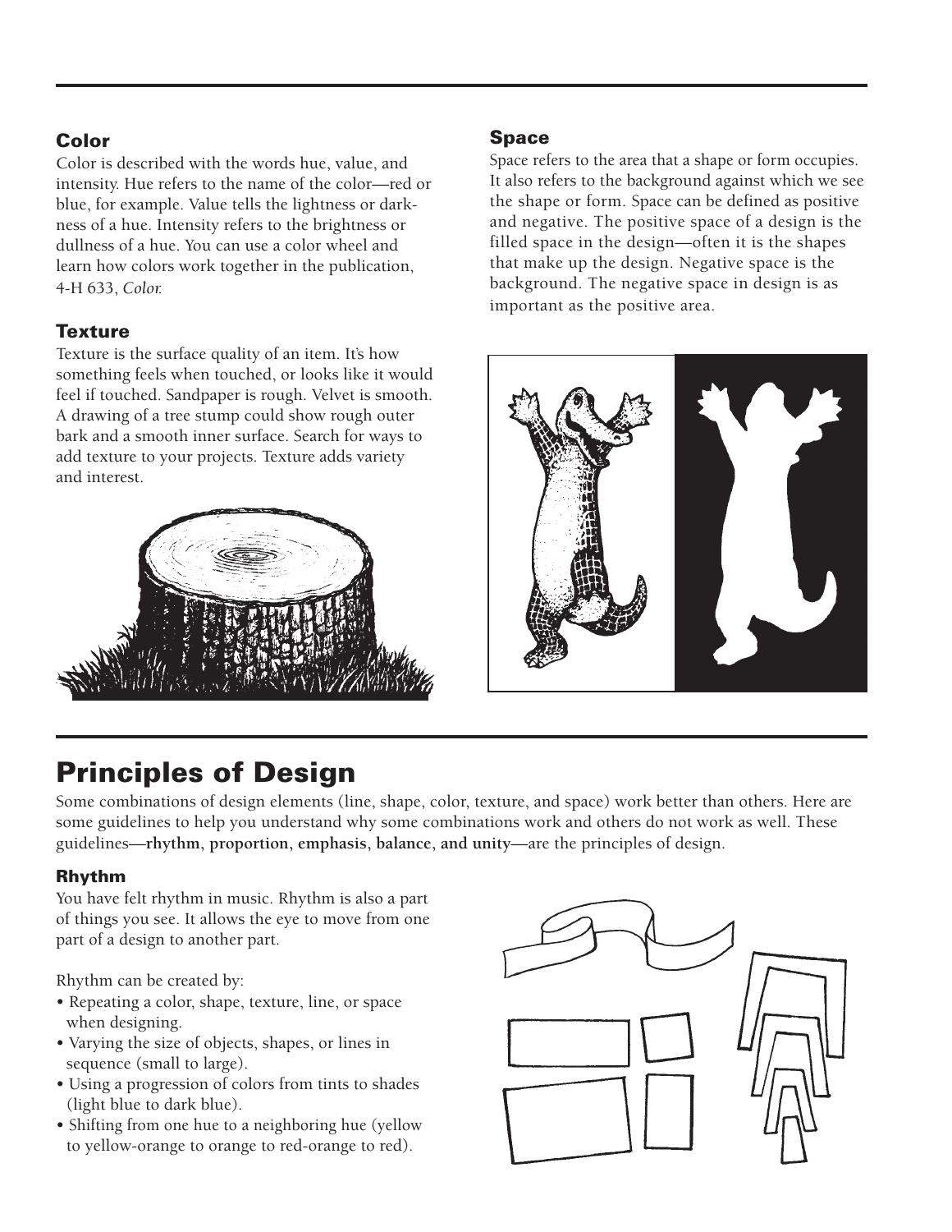### Color

Color is described with the words hue, value, and intensity. Hue refers to the name of the color—red or blue, for example. Value tells the lightness or darkness of a hue. Intensity refers to the brightness or dullness of a hue. You can use a color wheel and learn how colors work together in the publication, 4-H 633, *Color*.

### Texture

Texture is the surface quality of an item. It's how something feels when touched, or looks like it would feel if touched. Sandpaper is rough. Velvet is smooth. A drawing of a tree stump could show rough outer bark and a smooth inner surface. Search for ways to add texture to your projects. Texture adds variety and interest.

### Space

Space refers to the area that a shape or form occupies. It also refers to the background against which we see the shape or form. Space can be defined as positive and negative. The positive space of a design is the filled space in the design—often it is the shapes that make up the design. Negative space is the background. The negative space in design is as important as the positive area.

## Principles of Design

Some combinations of design elements (line, shape, color, texture, and space) work better than others. Here are some guidelines to help you understand why some combinations work and others do not work as well. These guidelines—**rhythm, proportion, emphasis, balance, and unity**—are the principles of design.

### Rhythm

You have felt rhythm in music. Rhythm is also a part of things you see. It allows the eye to move from one part of a design to another part.

Rhythm can be created by:

- Repeating a color, shape, texture, line, or space when designing.
- Varying the size of objects, shapes, or lines in sequence (small to large).
- Using a progression of colors from tints to shades (light blue to dark blue).
- Shifting from one hue to a neighboring hue (yellow to yellow-orange to orange to red-orange to red).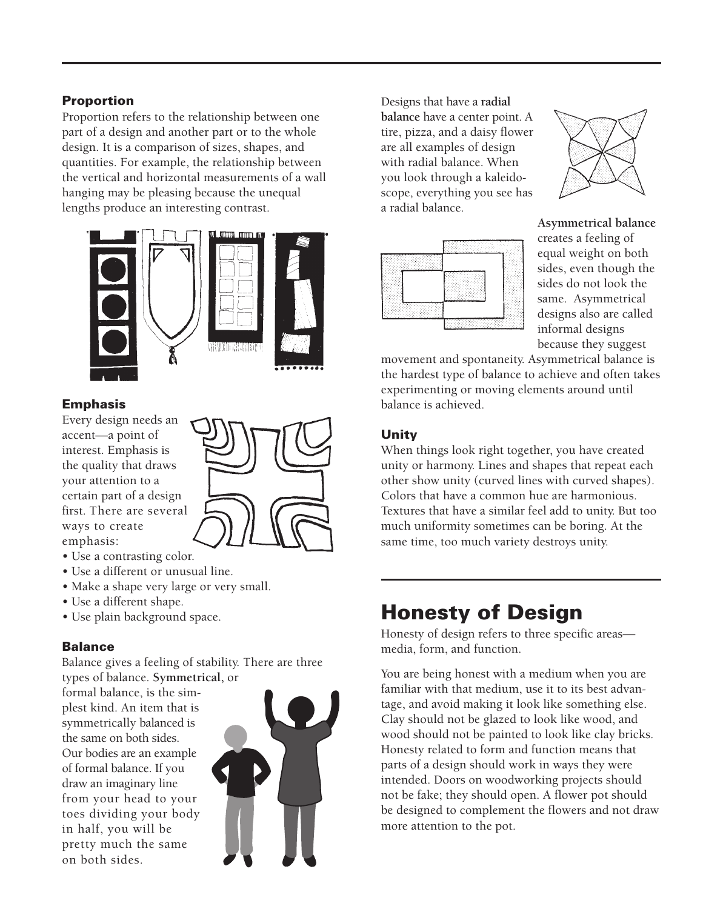### Proportion

Proportion refers to the relationship between one part of a design and another part or to the whole design. It is a comparison of sizes, shapes, and quantities. For example, the relationship between the vertical and horizontal measurements of a wall hanging may be pleasing because the unequal lengths produce an interesting contrast.

### Emphasis

Every design needs an accent—a point of interest. Emphasis is the quality that draws your attention to a certain part of a design first. There are several ways to create emphasis:

- Use a contrasting color.
- Use a different or unusual line.
- Make a shape very large or very small.
- Use a different shape.
- Use plain background space.

### Balance

Balance gives a feeling of stability. There are three types of balance. **Symmetrical**, or formal balance, is the simplest kind. An item that is symmetrically balanced is the same on both sides. Our bodies are an example of formal balance. If you draw an imaginary line from your head to your toes dividing your body in half, you will be pretty much the same on both sides.

Designs that have a **radial balance** have a center point. A tire, pizza, and a daisy flower are all examples of design with radial balance. When you look through a kaleidoscope, everything you see has a radial balance.

**Asymmetrical balance** creates a feeling of equal weight on both sides, even though the sides do not look the same. Asymmetrical designs also are called informal designs because they suggest movement and spontaneity. Asymmetrical balance is the hardest type of balance to achieve and often takes experimenting or moving elements around until balance is achieved.

### Unity

When things look right together, you have created unity or harmony. Lines and shapes that repeat each other show unity (curved lines with curved shapes). Colors that have a common hue are harmonious. Textures that have a similar feel add to unity. But too much uniformity sometimes can be boring. At the same time, too much variety destroys unity.

## Honesty of Design

Honesty of design refers to three specific areas—media, form, and function.

You are being honest with a medium when you are familiar with that medium, use it to its best advantage, and avoid making it look like something else. Clay should not be glazed to look like wood, and wood should not be painted to look like clay bricks. Honesty related to form and function means that parts of a design should work in ways they were intended. Doors on woodworking projects should not be fake; they should open. A flower pot should be designed to complement the flowers and not draw more attention to the pot.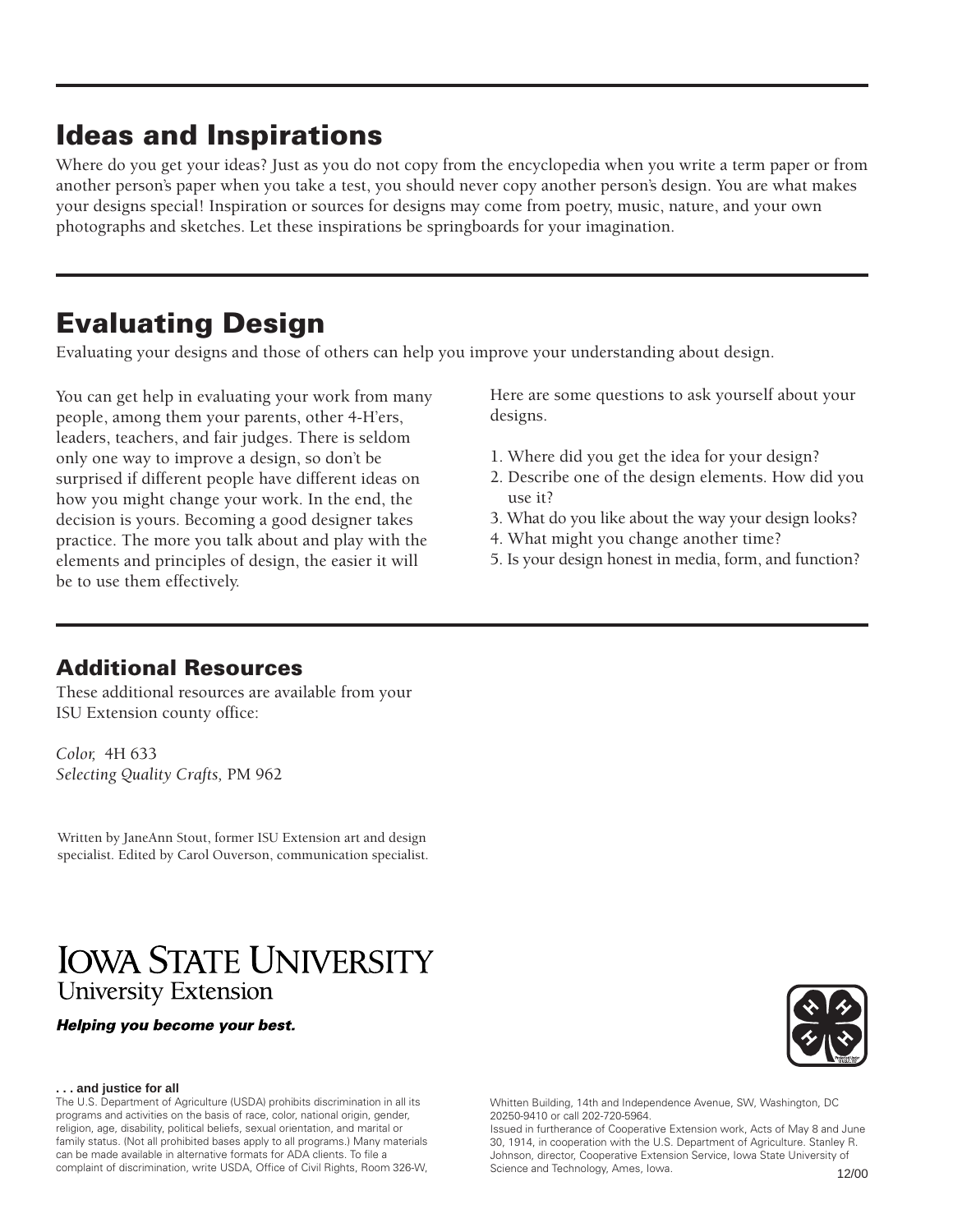## Ideas and Inspirations

Where do you get your ideas? Just as you do not copy from the encyclopedia when you write a term paper or from another person's paper when you take a test, you should never copy another person's design. You are what makes your designs special! Inspiration or sources for designs may come from poetry, music, nature, and your own photographs and sketches. Let these inspirations be springboards for your imagination.

## Evaluating Design

Evaluating your designs and those of others can help you improve your understanding about design.

You can get help in evaluating your work from many people, among them your parents, other 4-H'ers, leaders, teachers, and fair judges. There is seldom only one way to improve a design, so don't be surprised if different people have different ideas on how you might change your work. In the end, the decision is yours. Becoming a good designer takes practice. The more you talk about and play with the elements and principles of design, the easier it will be to use them effectively.

Here are some questions to ask yourself about your designs.

1. Where did you get the idea for your design?
2. Describe one of the design elements. How did you use it?
3. What do you like about the way your design looks?
4. What might you change another time?
5. Is your design honest in media, form, and function?

### Additional Resources

These additional resources are available from your ISU Extension county office:

*Color,* 4H 633
*Selecting Quality Crafts,* PM 962

Written by JaneAnn Stout, former ISU Extension art and design specialist. Edited by Carol Ouverson, communication specialist.

IOWA STATE UNIVERSITY
University Extension

***Helping you become your best.***

**. . . and justice for all**
The U.S. Department of Agriculture (USDA) prohibits discrimination in all its programs and activities on the basis of race, color, national origin, gender, religion, age, disability, political beliefs, sexual orientation, and marital or family status. (Not all prohibited bases apply to all programs.) Many materials can be made available in alternative formats for ADA clients. To file a complaint of discrimination, write USDA, Office of Civil Rights, Room 326-W, Whitten Building, 14th and Independence Avenue, SW, Washington, DC 20250-9410 or call 202-720-5964.
Issued in furtherance of Cooperative Extension work, Acts of May 8 and June 30, 1914, in cooperation with the U.S. Department of Agriculture. Stanley R. Johnson, director, Cooperative Extension Service, Iowa State University of Science and Technology, Ames, Iowa.

12/00